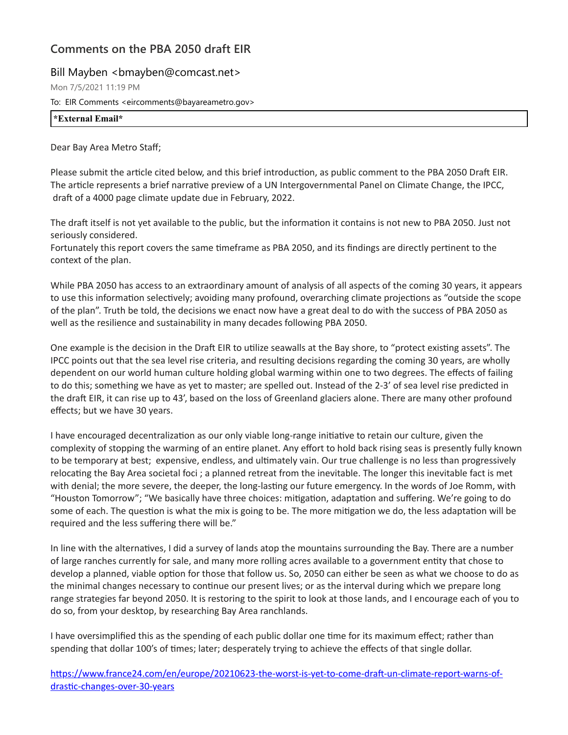## Comments on the PBA 2050 draft EIR

Bill Mayben <bmayben@comcast.net>

Mon 7/5/2021 11:19 PM

To: EIR Comments <eircomments@bayareametro.gov>

**\*External Email\***

Dear Bay Area Metro Staff;

Please submit the article cited below, and this brief introduction, as public comment to the PBA 2050 Draft EIR. The article represents a brief narrative preview of a UN Intergovernmental Panel on Climate Change, the IPCC, draft of a 4000 page climate update due in February, 2022.

The draft itself is not yet available to the public, but the information it contains is not new to PBA 2050. Just not seriously considered.
Fortunately this report covers the same timeframe as PBA 2050, and its findings are directly pertinent to the context of the plan.

While PBA 2050 has access to an extraordinary amount of analysis of all aspects of the coming 30 years, it appears to use this information selectively; avoiding many profound, overarching climate projections as "outside the scope of the plan". Truth be told, the decisions we enact now have a great deal to do with the success of PBA 2050 as well as the resilience and sustainability in many decades following PBA 2050.

One example is the decision in the Draft EIR to utilize seawalls at the Bay shore, to "protect existing assets". The IPCC points out that the sea level rise criteria, and resulting decisions regarding the coming 30 years, are wholly dependent on our world human culture holding global warming within one to two degrees. The effects of failing to do this; something we have as yet to master; are spelled out. Instead of the 2-3' of sea level rise predicted in the draft EIR, it can rise up to 43', based on the loss of Greenland glaciers alone. There are many other profound effects; but we have 30 years.

I have encouraged decentralization as our only viable long-range initiative to retain our culture, given the complexity of stopping the warming of an entire planet. Any effort to hold back rising seas is presently fully known to be temporary at best; expensive, endless, and ultimately vain. Our true challenge is no less than progressively relocating the Bay Area societal foci ; a planned retreat from the inevitable. The longer this inevitable fact is met with denial; the more severe, the deeper, the long-lasting our future emergency. In the words of Joe Romm, with "Houston Tomorrow"; "We basically have three choices: mitigation, adaptation and suffering. We're going to do some of each. The question is what the mix is going to be. The more mitigation we do, the less adaptation will be required and the less suffering there will be."

In line with the alternatives, I did a survey of lands atop the mountains surrounding the Bay. There are a number of large ranches currently for sale, and many more rolling acres available to a government entity that chose to develop a planned, viable option for those that follow us. So, 2050 can either be seen as what we choose to do as the minimal changes necessary to continue our present lives; or as the interval during which we prepare long range strategies far beyond 2050. It is restoring to the spirit to look at those lands, and I encourage each of you to do so, from your desktop, by researching Bay Area ranchlands.

I have oversimplified this as the spending of each public dollar one time for its maximum effect; rather than spending that dollar 100's of times; later; desperately trying to achieve the effects of that single dollar.

[https://www.france24.com/en/europe/20210623-the-worst-is-yet-to-come-draft-un-climate-report-warns-of-drastic-changes-over-30-years](https://www.france24.com/en/europe/20210623-the-worst-is-yet-to-come-draft-un-climate-report-warns-of-drastic-changes-over-30-years)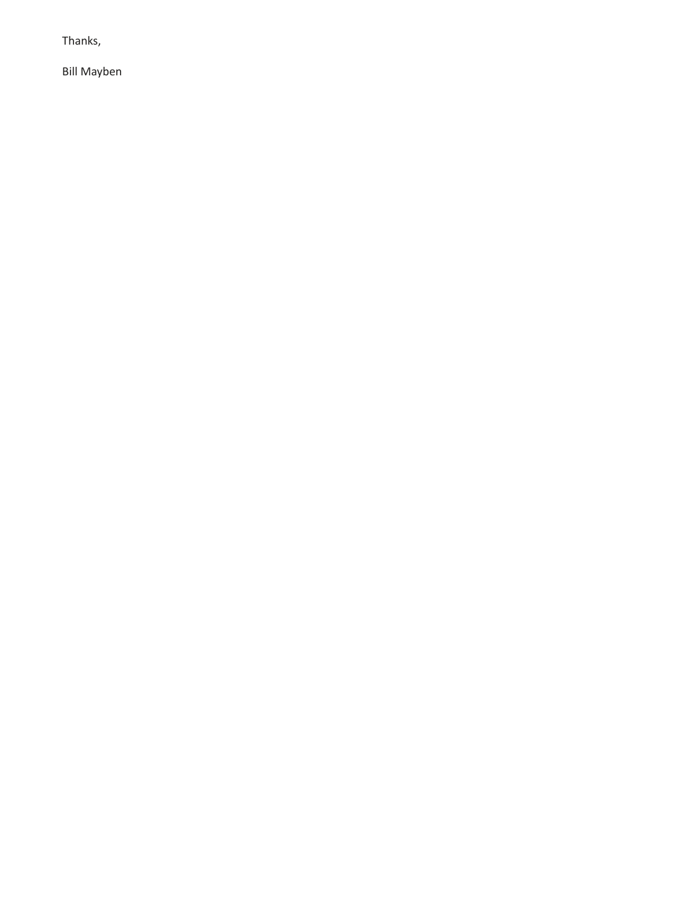Thanks,

Bill Mayben